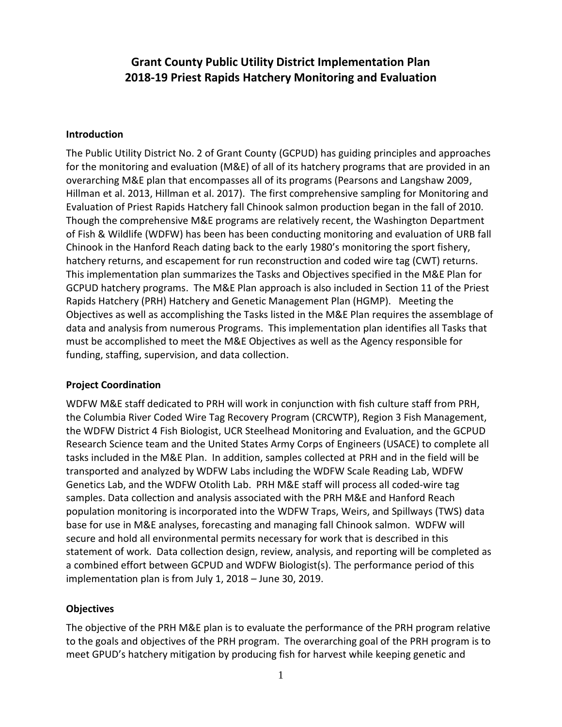# Grant County Public Utility District Implementation Plan
# 2018-19 Priest Rapids Hatchery Monitoring and Evaluation

## Introduction

The Public Utility District No. 2 of Grant County (GCPUD) has guiding principles and approaches for the monitoring and evaluation (M&E) of all of its hatchery programs that are provided in an overarching M&E plan that encompasses all of its programs (Pearsons and Langshaw 2009, Hillman et al. 2013, Hillman et al. 2017). The first comprehensive sampling for Monitoring and Evaluation of Priest Rapids Hatchery fall Chinook salmon production began in the fall of 2010. Though the comprehensive M&E programs are relatively recent, the Washington Department of Fish & Wildlife (WDFW) has been has been conducting monitoring and evaluation of URB fall Chinook in the Hanford Reach dating back to the early 1980's monitoring the sport fishery, hatchery returns, and escapement for run reconstruction and coded wire tag (CWT) returns. This implementation plan summarizes the Tasks and Objectives specified in the M&E Plan for GCPUD hatchery programs. The M&E Plan approach is also included in Section 11 of the Priest Rapids Hatchery (PRH) Hatchery and Genetic Management Plan (HGMP). Meeting the Objectives as well as accomplishing the Tasks listed in the M&E Plan requires the assemblage of data and analysis from numerous Programs. This implementation plan identifies all Tasks that must be accomplished to meet the M&E Objectives as well as the Agency responsible for funding, staffing, supervision, and data collection.

## Project Coordination

WDFW M&E staff dedicated to PRH will work in conjunction with fish culture staff from PRH, the Columbia River Coded Wire Tag Recovery Program (CRCWTP), Region 3 Fish Management, the WDFW District 4 Fish Biologist, UCR Steelhead Monitoring and Evaluation, and the GCPUD Research Science team and the United States Army Corps of Engineers (USACE) to complete all tasks included in the M&E Plan. In addition, samples collected at PRH and in the field will be transported and analyzed by WDFW Labs including the WDFW Scale Reading Lab, WDFW Genetics Lab, and the WDFW Otolith Lab. PRH M&E staff will process all coded-wire tag samples. Data collection and analysis associated with the PRH M&E and Hanford Reach population monitoring is incorporated into the WDFW Traps, Weirs, and Spillways (TWS) data base for use in M&E analyses, forecasting and managing fall Chinook salmon. WDFW will secure and hold all environmental permits necessary for work that is described in this statement of work. Data collection design, review, analysis, and reporting will be completed as a combined effort between GCPUD and WDFW Biologist(s). The performance period of this implementation plan is from July 1, 2018 – June 30, 2019.

## Objectives

The objective of the PRH M&E plan is to evaluate the performance of the PRH program relative to the goals and objectives of the PRH program. The overarching goal of the PRH program is to meet GPUD's hatchery mitigation by producing fish for harvest while keeping genetic and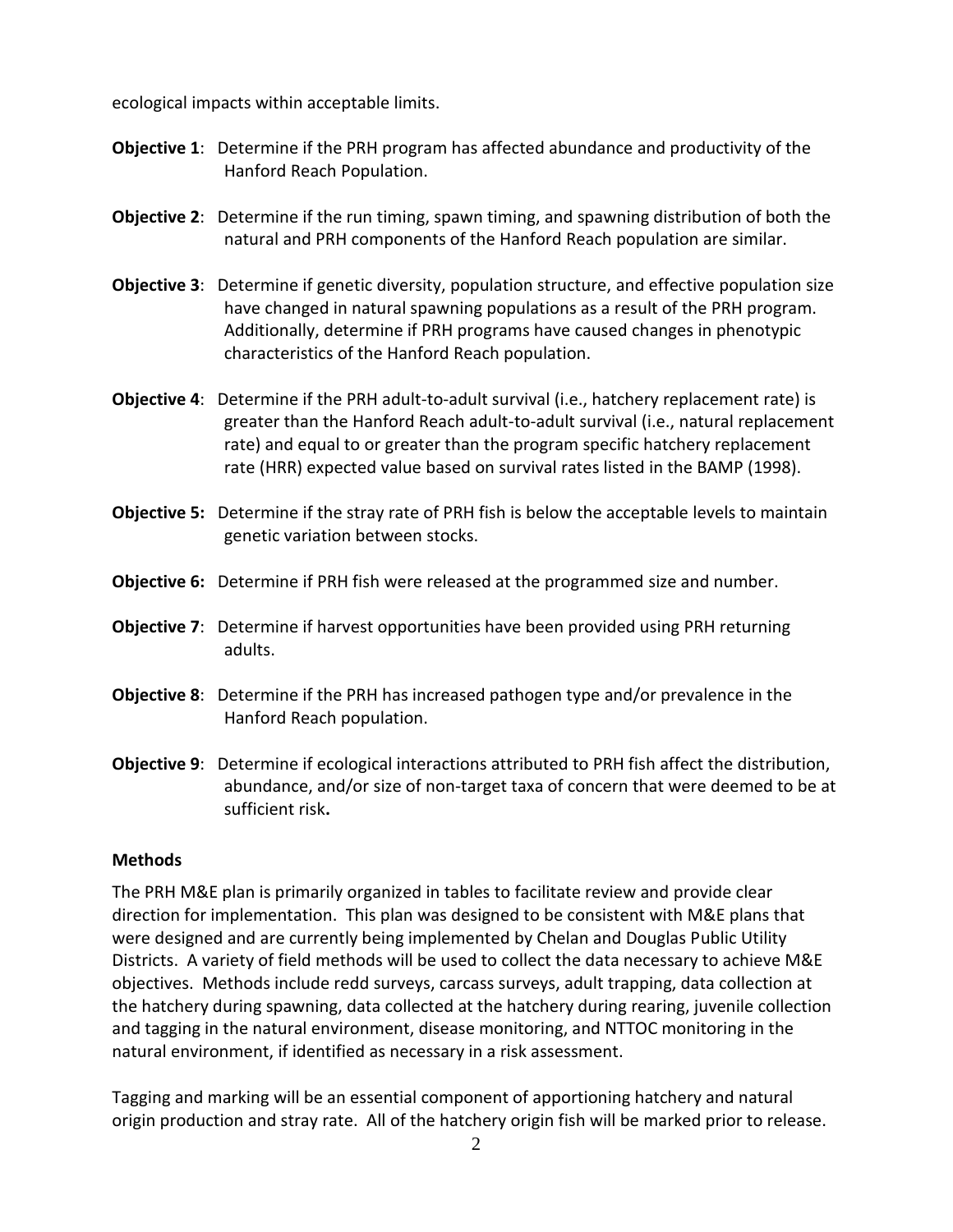ecological impacts within acceptable limits.

**Objective 1**: Determine if the PRH program has affected abundance and productivity of the Hanford Reach Population.

**Objective 2**: Determine if the run timing, spawn timing, and spawning distribution of both the natural and PRH components of the Hanford Reach population are similar.

**Objective 3**: Determine if genetic diversity, population structure, and effective population size have changed in natural spawning populations as a result of the PRH program. Additionally, determine if PRH programs have caused changes in phenotypic characteristics of the Hanford Reach population.

**Objective 4**: Determine if the PRH adult-to-adult survival (i.e., hatchery replacement rate) is greater than the Hanford Reach adult-to-adult survival (i.e., natural replacement rate) and equal to or greater than the program specific hatchery replacement rate (HRR) expected value based on survival rates listed in the BAMP (1998).

**Objective 5:** Determine if the stray rate of PRH fish is below the acceptable levels to maintain genetic variation between stocks.

**Objective 6:** Determine if PRH fish were released at the programmed size and number.

**Objective 7**: Determine if harvest opportunities have been provided using PRH returning adults.

**Objective 8**: Determine if the PRH has increased pathogen type and/or prevalence in the Hanford Reach population.

**Objective 9**: Determine if ecological interactions attributed to PRH fish affect the distribution, abundance, and/or size of non-target taxa of concern that were deemed to be at sufficient risk**.**

**Methods**

The PRH M&E plan is primarily organized in tables to facilitate review and provide clear direction for implementation. This plan was designed to be consistent with M&E plans that were designed and are currently being implemented by Chelan and Douglas Public Utility Districts. A variety of field methods will be used to collect the data necessary to achieve M&E objectives. Methods include redd surveys, carcass surveys, adult trapping, data collection at the hatchery during spawning, data collected at the hatchery during rearing, juvenile collection and tagging in the natural environment, disease monitoring, and NTTOC monitoring in the natural environment, if identified as necessary in a risk assessment.

Tagging and marking will be an essential component of apportioning hatchery and natural origin production and stray rate. All of the hatchery origin fish will be marked prior to release.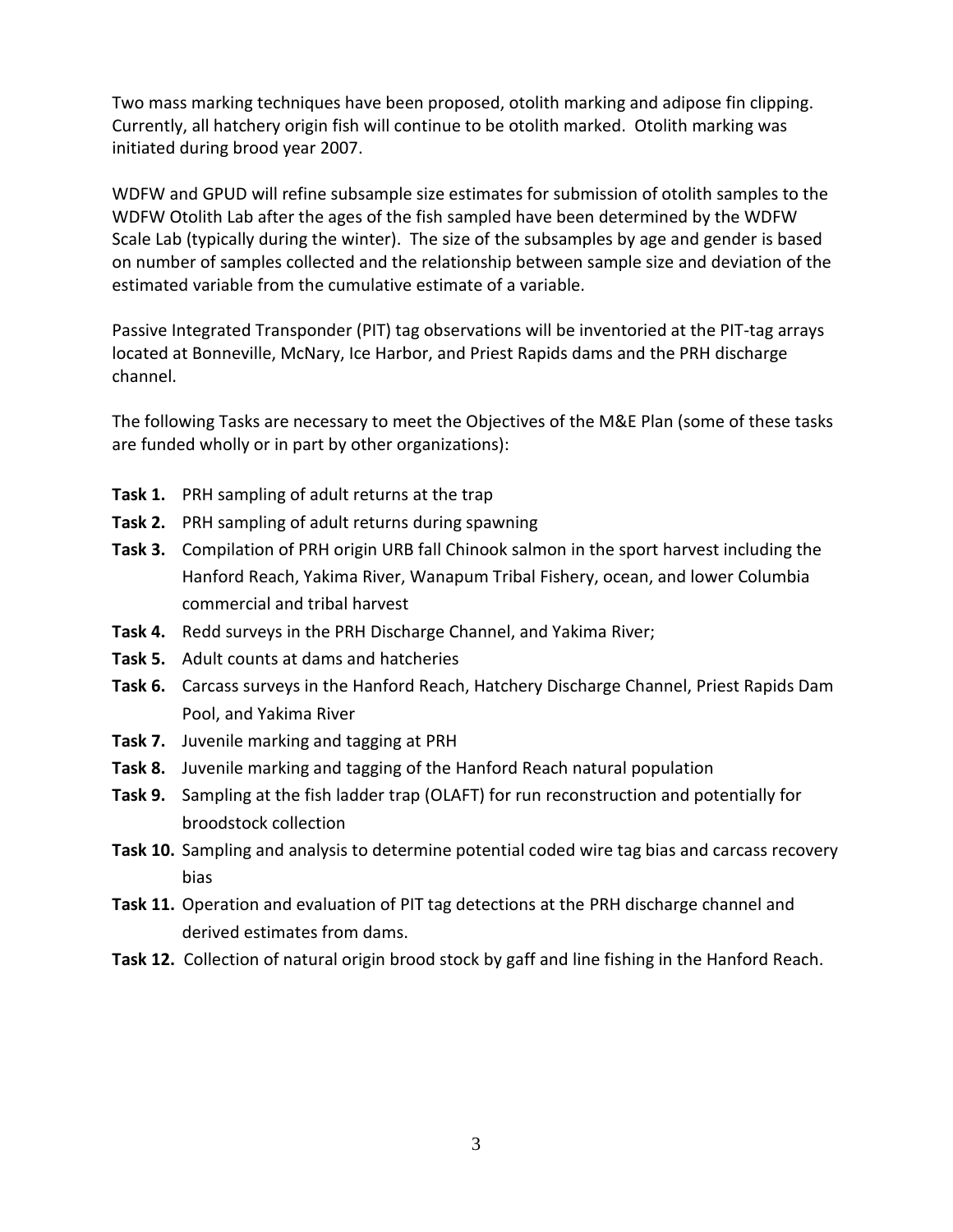Two mass marking techniques have been proposed, otolith marking and adipose fin clipping. Currently, all hatchery origin fish will continue to be otolith marked. Otolith marking was initiated during brood year 2007.

WDFW and GPUD will refine subsample size estimates for submission of otolith samples to the WDFW Otolith Lab after the ages of the fish sampled have been determined by the WDFW Scale Lab (typically during the winter). The size of the subsamples by age and gender is based on number of samples collected and the relationship between sample size and deviation of the estimated variable from the cumulative estimate of a variable.

Passive Integrated Transponder (PIT) tag observations will be inventoried at the PIT-tag arrays located at Bonneville, McNary, Ice Harbor, and Priest Rapids dams and the PRH discharge channel.

The following Tasks are necessary to meet the Objectives of the M&E Plan (some of these tasks are funded wholly or in part by other organizations):

- **Task 1.** PRH sampling of adult returns at the trap
- **Task 2.** PRH sampling of adult returns during spawning
- **Task 3.** Compilation of PRH origin URB fall Chinook salmon in the sport harvest including the Hanford Reach, Yakima River, Wanapum Tribal Fishery, ocean, and lower Columbia commercial and tribal harvest
- **Task 4.** Redd surveys in the PRH Discharge Channel, and Yakima River;
- **Task 5.** Adult counts at dams and hatcheries
- **Task 6.** Carcass surveys in the Hanford Reach, Hatchery Discharge Channel, Priest Rapids Dam Pool, and Yakima River
- **Task 7.** Juvenile marking and tagging at PRH
- **Task 8.** Juvenile marking and tagging of the Hanford Reach natural population
- **Task 9.** Sampling at the fish ladder trap (OLAFT) for run reconstruction and potentially for broodstock collection
- **Task 10.** Sampling and analysis to determine potential coded wire tag bias and carcass recovery bias
- **Task 11.** Operation and evaluation of PIT tag detections at the PRH discharge channel and derived estimates from dams.
- **Task 12.** Collection of natural origin brood stock by gaff and line fishing in the Hanford Reach.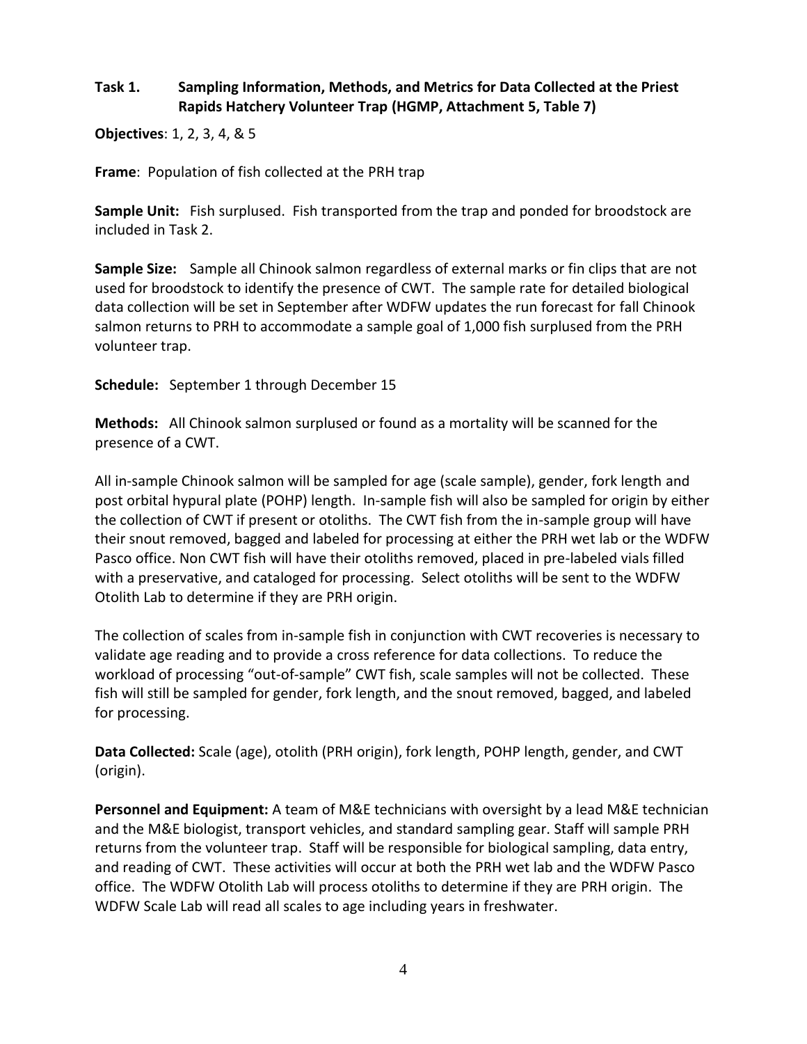**Task 1. Sampling Information, Methods, and Metrics for Data Collected at the Priest Rapids Hatchery Volunteer Trap (HGMP, Attachment 5, Table 7)**

**Objectives**: 1, 2, 3, 4, & 5

**Frame**: Population of fish collected at the PRH trap

**Sample Unit:** Fish surplused. Fish transported from the trap and ponded for broodstock are included in Task 2.

**Sample Size:** Sample all Chinook salmon regardless of external marks or fin clips that are not used for broodstock to identify the presence of CWT. The sample rate for detailed biological data collection will be set in September after WDFW updates the run forecast for fall Chinook salmon returns to PRH to accommodate a sample goal of 1,000 fish surplused from the PRH volunteer trap.

**Schedule:** September 1 through December 15

**Methods:** All Chinook salmon surplused or found as a mortality will be scanned for the presence of a CWT.

All in-sample Chinook salmon will be sampled for age (scale sample), gender, fork length and post orbital hypural plate (POHP) length. In-sample fish will also be sampled for origin by either the collection of CWT if present or otoliths. The CWT fish from the in-sample group will have their snout removed, bagged and labeled for processing at either the PRH wet lab or the WDFW Pasco office. Non CWT fish will have their otoliths removed, placed in pre-labeled vials filled with a preservative, and cataloged for processing. Select otoliths will be sent to the WDFW Otolith Lab to determine if they are PRH origin.

The collection of scales from in-sample fish in conjunction with CWT recoveries is necessary to validate age reading and to provide a cross reference for data collections. To reduce the workload of processing "out-of-sample" CWT fish, scale samples will not be collected. These fish will still be sampled for gender, fork length, and the snout removed, bagged, and labeled for processing.

**Data Collected:** Scale (age), otolith (PRH origin), fork length, POHP length, gender, and CWT (origin).

**Personnel and Equipment:** A team of M&E technicians with oversight by a lead M&E technician and the M&E biologist, transport vehicles, and standard sampling gear. Staff will sample PRH returns from the volunteer trap. Staff will be responsible for biological sampling, data entry, and reading of CWT. These activities will occur at both the PRH wet lab and the WDFW Pasco office. The WDFW Otolith Lab will process otoliths to determine if they are PRH origin. The WDFW Scale Lab will read all scales to age including years in freshwater.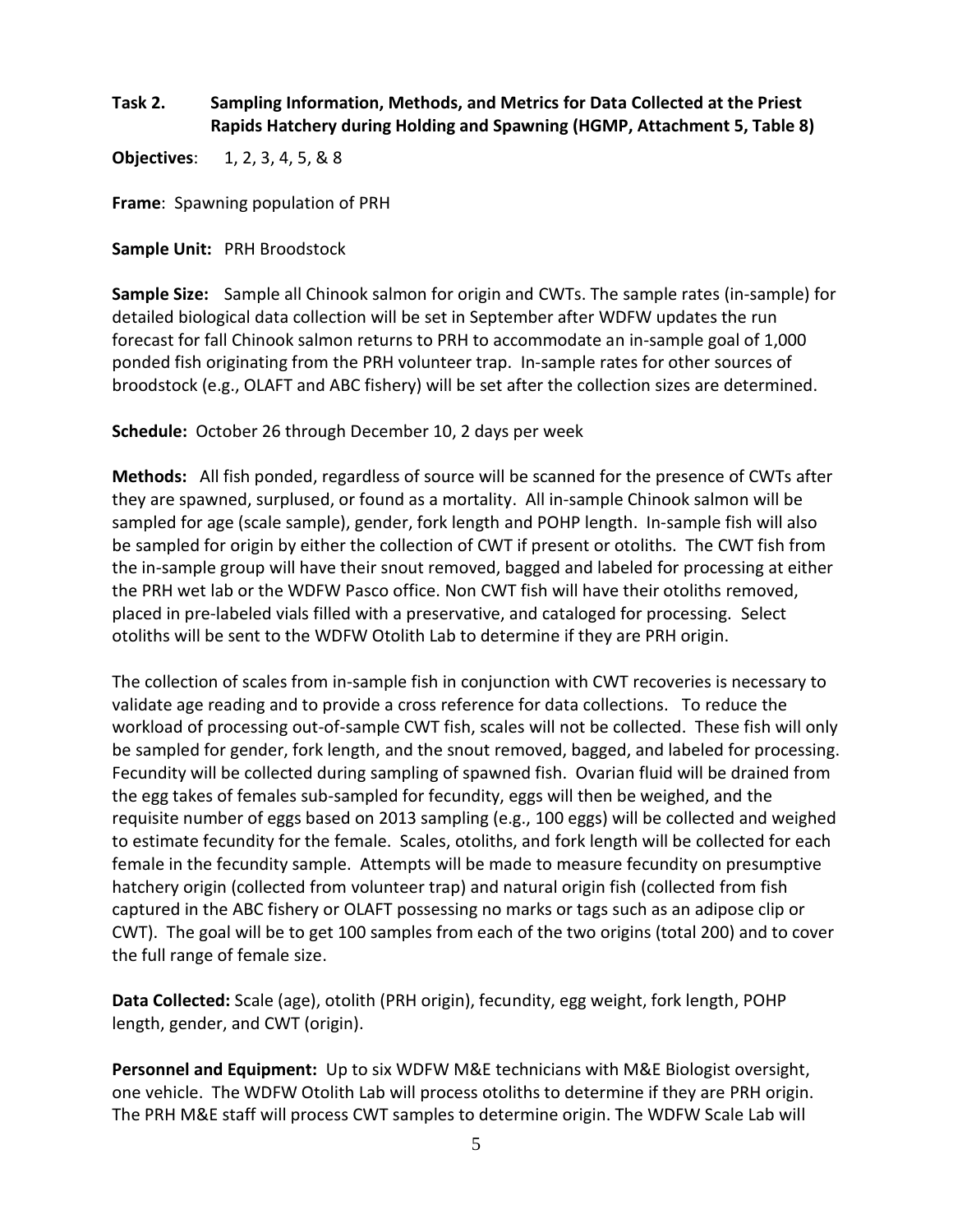**Task 2. Sampling Information, Methods, and Metrics for Data Collected at the Priest Rapids Hatchery during Holding and Spawning (HGMP, Attachment 5, Table 8)**

**Objectives**: 1, 2, 3, 4, 5, & 8

**Frame**: Spawning population of PRH

**Sample Unit:** PRH Broodstock

**Sample Size:** Sample all Chinook salmon for origin and CWTs. The sample rates (in-sample) for detailed biological data collection will be set in September after WDFW updates the run forecast for fall Chinook salmon returns to PRH to accommodate an in-sample goal of 1,000 ponded fish originating from the PRH volunteer trap. In-sample rates for other sources of broodstock (e.g., OLAFT and ABC fishery) will be set after the collection sizes are determined.

**Schedule:** October 26 through December 10, 2 days per week

**Methods:** All fish ponded, regardless of source will be scanned for the presence of CWTs after they are spawned, surplused, or found as a mortality. All in-sample Chinook salmon will be sampled for age (scale sample), gender, fork length and POHP length. In-sample fish will also be sampled for origin by either the collection of CWT if present or otoliths. The CWT fish from the in-sample group will have their snout removed, bagged and labeled for processing at either the PRH wet lab or the WDFW Pasco office. Non CWT fish will have their otoliths removed, placed in pre-labeled vials filled with a preservative, and cataloged for processing. Select otoliths will be sent to the WDFW Otolith Lab to determine if they are PRH origin.

The collection of scales from in-sample fish in conjunction with CWT recoveries is necessary to validate age reading and to provide a cross reference for data collections. To reduce the workload of processing out-of-sample CWT fish, scales will not be collected. These fish will only be sampled for gender, fork length, and the snout removed, bagged, and labeled for processing. Fecundity will be collected during sampling of spawned fish. Ovarian fluid will be drained from the egg takes of females sub-sampled for fecundity, eggs will then be weighed, and the requisite number of eggs based on 2013 sampling (e.g., 100 eggs) will be collected and weighed to estimate fecundity for the female. Scales, otoliths, and fork length will be collected for each female in the fecundity sample. Attempts will be made to measure fecundity on presumptive hatchery origin (collected from volunteer trap) and natural origin fish (collected from fish captured in the ABC fishery or OLAFT possessing no marks or tags such as an adipose clip or CWT). The goal will be to get 100 samples from each of the two origins (total 200) and to cover the full range of female size.

**Data Collected:** Scale (age), otolith (PRH origin), fecundity, egg weight, fork length, POHP length, gender, and CWT (origin).

**Personnel and Equipment:** Up to six WDFW M&E technicians with M&E Biologist oversight, one vehicle. The WDFW Otolith Lab will process otoliths to determine if they are PRH origin. The PRH M&E staff will process CWT samples to determine origin. The WDFW Scale Lab will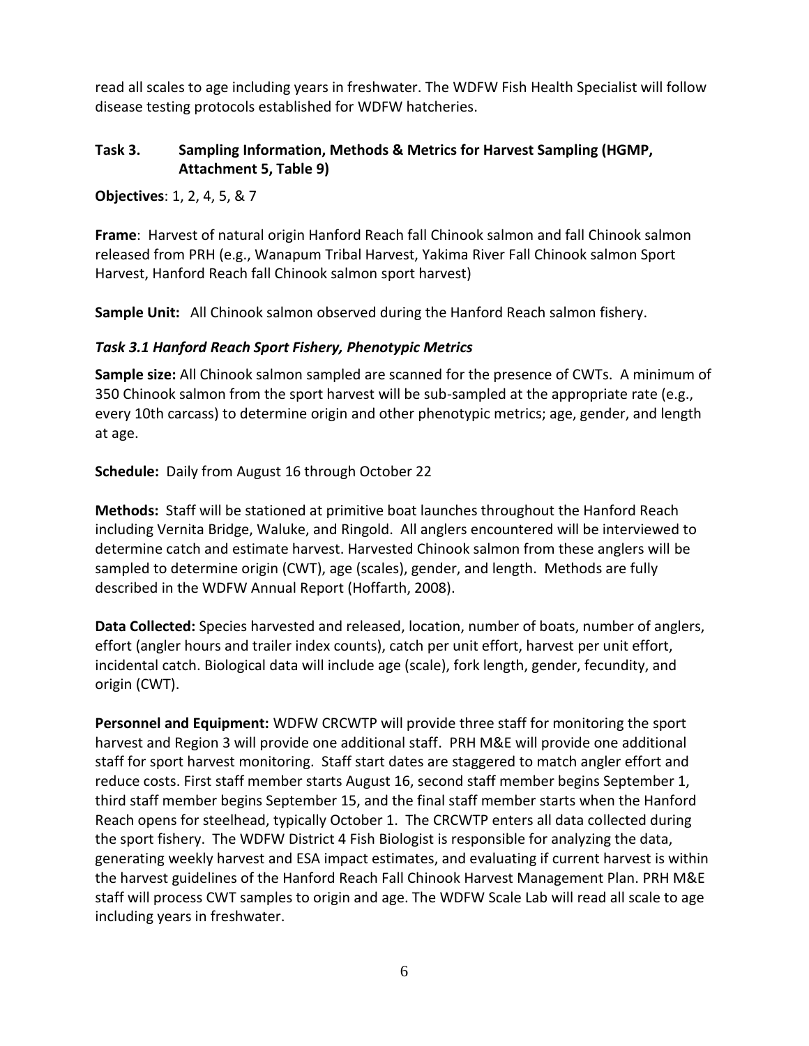read all scales to age including years in freshwater. The WDFW Fish Health Specialist will follow disease testing protocols established for WDFW hatcheries.

### Task 3. Sampling Information, Methods & Metrics for Harvest Sampling (HGMP, Attachment 5, Table 9)

**Objectives**: 1, 2, 4, 5, & 7

**Frame**: Harvest of natural origin Hanford Reach fall Chinook salmon and fall Chinook salmon released from PRH (e.g., Wanapum Tribal Harvest, Yakima River Fall Chinook salmon Sport Harvest, Hanford Reach fall Chinook salmon sport harvest)

**Sample Unit:** All Chinook salmon observed during the Hanford Reach salmon fishery.

#### *Task 3.1 Hanford Reach Sport Fishery, Phenotypic Metrics*

**Sample size:** All Chinook salmon sampled are scanned for the presence of CWTs. A minimum of 350 Chinook salmon from the sport harvest will be sub-sampled at the appropriate rate (e.g., every 10th carcass) to determine origin and other phenotypic metrics; age, gender, and length at age.

**Schedule:** Daily from August 16 through October 22

**Methods:** Staff will be stationed at primitive boat launches throughout the Hanford Reach including Vernita Bridge, Waluke, and Ringold. All anglers encountered will be interviewed to determine catch and estimate harvest. Harvested Chinook salmon from these anglers will be sampled to determine origin (CWT), age (scales), gender, and length. Methods are fully described in the WDFW Annual Report (Hoffarth, 2008).

**Data Collected:** Species harvested and released, location, number of boats, number of anglers, effort (angler hours and trailer index counts), catch per unit effort, harvest per unit effort, incidental catch. Biological data will include age (scale), fork length, gender, fecundity, and origin (CWT).

**Personnel and Equipment:** WDFW CRCWTP will provide three staff for monitoring the sport harvest and Region 3 will provide one additional staff. PRH M&E will provide one additional staff for sport harvest monitoring. Staff start dates are staggered to match angler effort and reduce costs. First staff member starts August 16, second staff member begins September 1, third staff member begins September 15, and the final staff member starts when the Hanford Reach opens for steelhead, typically October 1. The CRCWTP enters all data collected during the sport fishery. The WDFW District 4 Fish Biologist is responsible for analyzing the data, generating weekly harvest and ESA impact estimates, and evaluating if current harvest is within the harvest guidelines of the Hanford Reach Fall Chinook Harvest Management Plan. PRH M&E staff will process CWT samples to origin and age. The WDFW Scale Lab will read all scale to age including years in freshwater.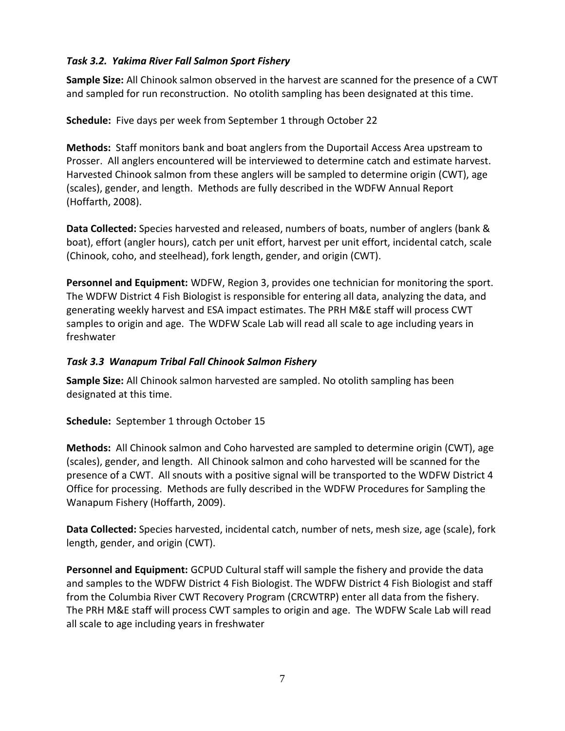### *Task 3.2. Yakima River Fall Salmon Sport Fishery*

**Sample Size:** All Chinook salmon observed in the harvest are scanned for the presence of a CWT and sampled for run reconstruction. No otolith sampling has been designated at this time.

**Schedule:** Five days per week from September 1 through October 22

**Methods:** Staff monitors bank and boat anglers from the Duportail Access Area upstream to Prosser. All anglers encountered will be interviewed to determine catch and estimate harvest. Harvested Chinook salmon from these anglers will be sampled to determine origin (CWT), age (scales), gender, and length. Methods are fully described in the WDFW Annual Report (Hoffarth, 2008).

**Data Collected:** Species harvested and released, numbers of boats, number of anglers (bank & boat), effort (angler hours), catch per unit effort, harvest per unit effort, incidental catch, scale (Chinook, coho, and steelhead), fork length, gender, and origin (CWT).

**Personnel and Equipment:** WDFW, Region 3, provides one technician for monitoring the sport. The WDFW District 4 Fish Biologist is responsible for entering all data, analyzing the data, and generating weekly harvest and ESA impact estimates. The PRH M&E staff will process CWT samples to origin and age. The WDFW Scale Lab will read all scale to age including years in freshwater

### *Task 3.3 Wanapum Tribal Fall Chinook Salmon Fishery*

**Sample Size:** All Chinook salmon harvested are sampled. No otolith sampling has been designated at this time.

**Schedule:** September 1 through October 15

**Methods:** All Chinook salmon and Coho harvested are sampled to determine origin (CWT), age (scales), gender, and length. All Chinook salmon and coho harvested will be scanned for the presence of a CWT. All snouts with a positive signal will be transported to the WDFW District 4 Office for processing. Methods are fully described in the WDFW Procedures for Sampling the Wanapum Fishery (Hoffarth, 2009).

**Data Collected:** Species harvested, incidental catch, number of nets, mesh size, age (scale), fork length, gender, and origin (CWT).

**Personnel and Equipment:** GCPUD Cultural staff will sample the fishery and provide the data and samples to the WDFW District 4 Fish Biologist. The WDFW District 4 Fish Biologist and staff from the Columbia River CWT Recovery Program (CRCWTRP) enter all data from the fishery. The PRH M&E staff will process CWT samples to origin and age. The WDFW Scale Lab will read all scale to age including years in freshwater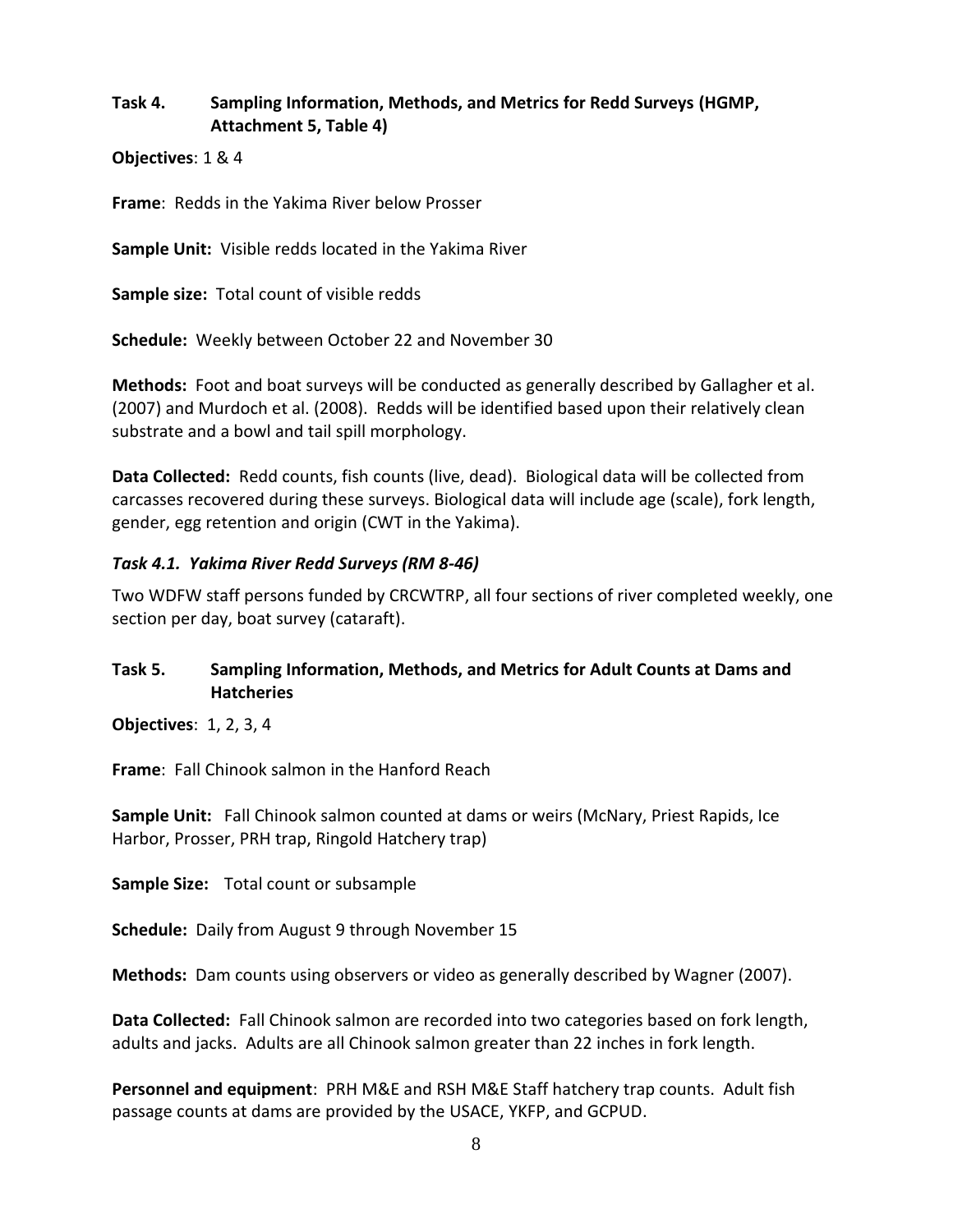### Task 4. Sampling Information, Methods, and Metrics for Redd Surveys (HGMP, Attachment 5, Table 4)

**Objectives**: 1 & 4

**Frame**: Redds in the Yakima River below Prosser

**Sample Unit:** Visible redds located in the Yakima River

**Sample size:** Total count of visible redds

**Schedule:** Weekly between October 22 and November 30

**Methods:** Foot and boat surveys will be conducted as generally described by Gallagher et al. (2007) and Murdoch et al. (2008). Redds will be identified based upon their relatively clean substrate and a bowl and tail spill morphology.

**Data Collected:** Redd counts, fish counts (live, dead). Biological data will be collected from carcasses recovered during these surveys. Biological data will include age (scale), fork length, gender, egg retention and origin (CWT in the Yakima).

#### *Task 4.1. Yakima River Redd Surveys (RM 8-46)*

Two WDFW staff persons funded by CRCWTRP, all four sections of river completed weekly, one section per day, boat survey (cataraft).

### Task 5. Sampling Information, Methods, and Metrics for Adult Counts at Dams and Hatcheries

**Objectives**: 1, 2, 3, 4

**Frame**: Fall Chinook salmon in the Hanford Reach

**Sample Unit:** Fall Chinook salmon counted at dams or weirs (McNary, Priest Rapids, Ice Harbor, Prosser, PRH trap, Ringold Hatchery trap)

**Sample Size:** Total count or subsample

**Schedule:** Daily from August 9 through November 15

**Methods:** Dam counts using observers or video as generally described by Wagner (2007).

**Data Collected:** Fall Chinook salmon are recorded into two categories based on fork length, adults and jacks. Adults are all Chinook salmon greater than 22 inches in fork length.

**Personnel and equipment**: PRH M&E and RSH M&E Staff hatchery trap counts. Adult fish passage counts at dams are provided by the USACE, YKFP, and GCPUD.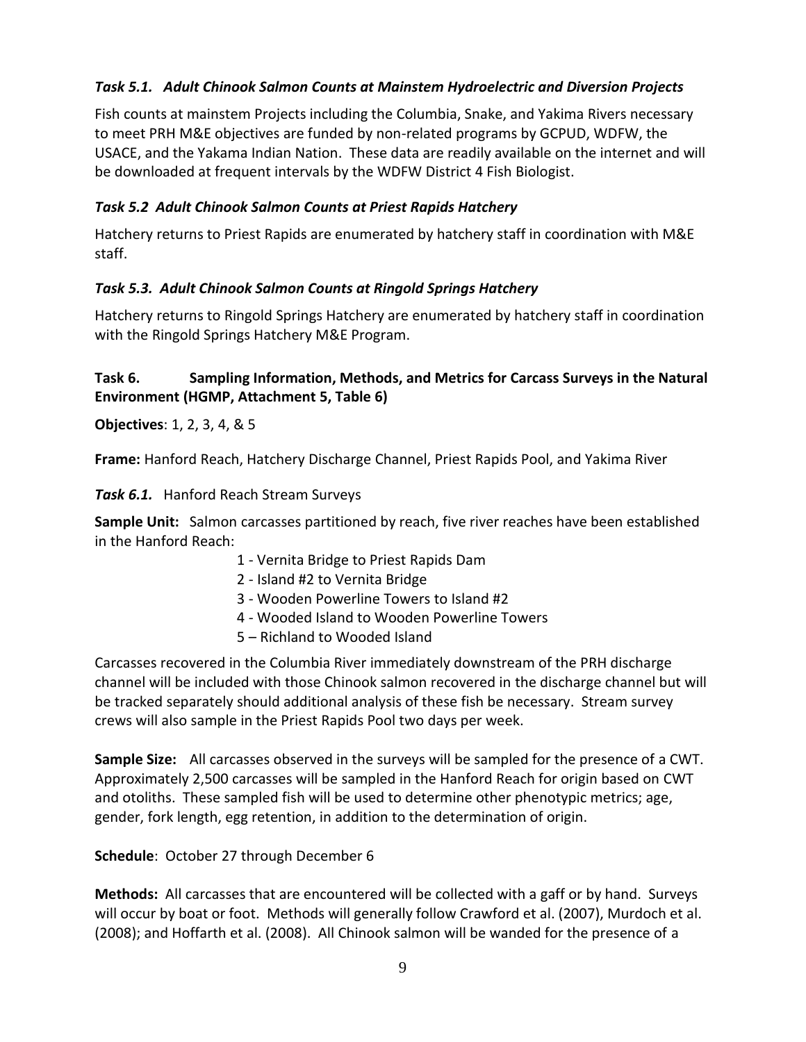### *Task 5.1. Adult Chinook Salmon Counts at Mainstem Hydroelectric and Diversion Projects*

Fish counts at mainstem Projects including the Columbia, Snake, and Yakima Rivers necessary to meet PRH M&E objectives are funded by non-related programs by GCPUD, WDFW, the USACE, and the Yakama Indian Nation. These data are readily available on the internet and will be downloaded at frequent intervals by the WDFW District 4 Fish Biologist.

### *Task 5.2 Adult Chinook Salmon Counts at Priest Rapids Hatchery*

Hatchery returns to Priest Rapids are enumerated by hatchery staff in coordination with M&E staff.

### *Task 5.3. Adult Chinook Salmon Counts at Ringold Springs Hatchery*

Hatchery returns to Ringold Springs Hatchery are enumerated by hatchery staff in coordination with the Ringold Springs Hatchery M&E Program.

### Task 6. Sampling Information, Methods, and Metrics for Carcass Surveys in the Natural Environment (HGMP, Attachment 5, Table 6)

**Objectives**: 1, 2, 3, 4, & 5

**Frame:** Hanford Reach, Hatchery Discharge Channel, Priest Rapids Pool, and Yakima River

***Task 6.1.*** Hanford Reach Stream Surveys

**Sample Unit:** Salmon carcasses partitioned by reach, five river reaches have been established in the Hanford Reach:

1 - Vernita Bridge to Priest Rapids Dam
2 - Island #2 to Vernita Bridge
3 - Wooden Powerline Towers to Island #2
4 - Wooded Island to Wooden Powerline Towers
5 – Richland to Wooded Island

Carcasses recovered in the Columbia River immediately downstream of the PRH discharge channel will be included with those Chinook salmon recovered in the discharge channel but will be tracked separately should additional analysis of these fish be necessary. Stream survey crews will also sample in the Priest Rapids Pool two days per week.

**Sample Size:** All carcasses observed in the surveys will be sampled for the presence of a CWT. Approximately 2,500 carcasses will be sampled in the Hanford Reach for origin based on CWT and otoliths. These sampled fish will be used to determine other phenotypic metrics; age, gender, fork length, egg retention, in addition to the determination of origin.

**Schedule**: October 27 through December 6

**Methods:** All carcasses that are encountered will be collected with a gaff or by hand. Surveys will occur by boat or foot. Methods will generally follow Crawford et al. (2007), Murdoch et al. (2008); and Hoffarth et al. (2008). All Chinook salmon will be wanded for the presence of a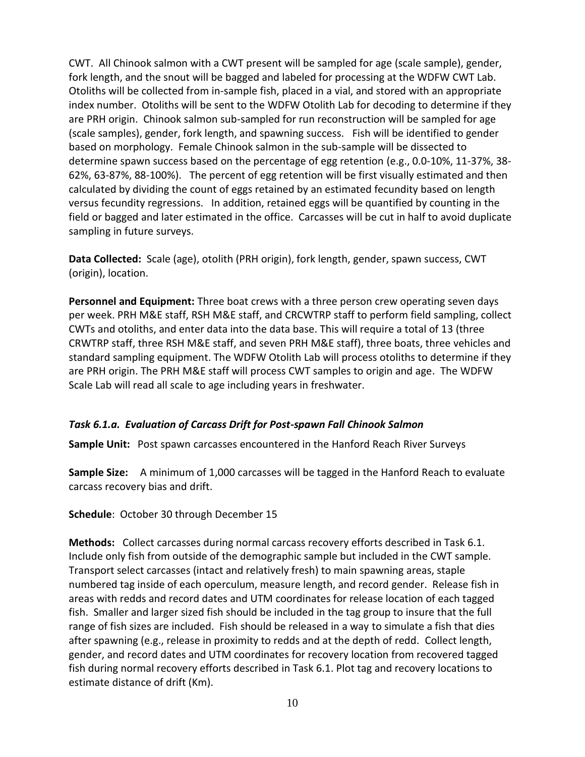CWT. All Chinook salmon with a CWT present will be sampled for age (scale sample), gender, fork length, and the snout will be bagged and labeled for processing at the WDFW CWT Lab. Otoliths will be collected from in-sample fish, placed in a vial, and stored with an appropriate index number. Otoliths will be sent to the WDFW Otolith Lab for decoding to determine if they are PRH origin. Chinook salmon sub-sampled for run reconstruction will be sampled for age (scale samples), gender, fork length, and spawning success. Fish will be identified to gender based on morphology. Female Chinook salmon in the sub-sample will be dissected to determine spawn success based on the percentage of egg retention (e.g., 0.0-10%, 11-37%, 38-62%, 63-87%, 88-100%). The percent of egg retention will be first visually estimated and then calculated by dividing the count of eggs retained by an estimated fecundity based on length versus fecundity regressions. In addition, retained eggs will be quantified by counting in the field or bagged and later estimated in the office. Carcasses will be cut in half to avoid duplicate sampling in future surveys.

**Data Collected:** Scale (age), otolith (PRH origin), fork length, gender, spawn success, CWT (origin), location.

**Personnel and Equipment:** Three boat crews with a three person crew operating seven days per week. PRH M&E staff, RSH M&E staff, and CRCWTRP staff to perform field sampling, collect CWTs and otoliths, and enter data into the data base. This will require a total of 13 (three CRWTRP staff, three RSH M&E staff, and seven PRH M&E staff), three boats, three vehicles and standard sampling equipment. The WDFW Otolith Lab will process otoliths to determine if they are PRH origin. The PRH M&E staff will process CWT samples to origin and age. The WDFW Scale Lab will read all scale to age including years in freshwater.

### *Task 6.1.a. Evaluation of Carcass Drift for Post-spawn Fall Chinook Salmon*

**Sample Unit:** Post spawn carcasses encountered in the Hanford Reach River Surveys

**Sample Size:** A minimum of 1,000 carcasses will be tagged in the Hanford Reach to evaluate carcass recovery bias and drift.

**Schedule**: October 30 through December 15

**Methods:** Collect carcasses during normal carcass recovery efforts described in Task 6.1. Include only fish from outside of the demographic sample but included in the CWT sample. Transport select carcasses (intact and relatively fresh) to main spawning areas, staple numbered tag inside of each operculum, measure length, and record gender. Release fish in areas with redds and record dates and UTM coordinates for release location of each tagged fish. Smaller and larger sized fish should be included in the tag group to insure that the full range of fish sizes are included. Fish should be released in a way to simulate a fish that dies after spawning (e.g., release in proximity to redds and at the depth of redd. Collect length, gender, and record dates and UTM coordinates for recovery location from recovered tagged fish during normal recovery efforts described in Task 6.1. Plot tag and recovery locations to estimate distance of drift (Km).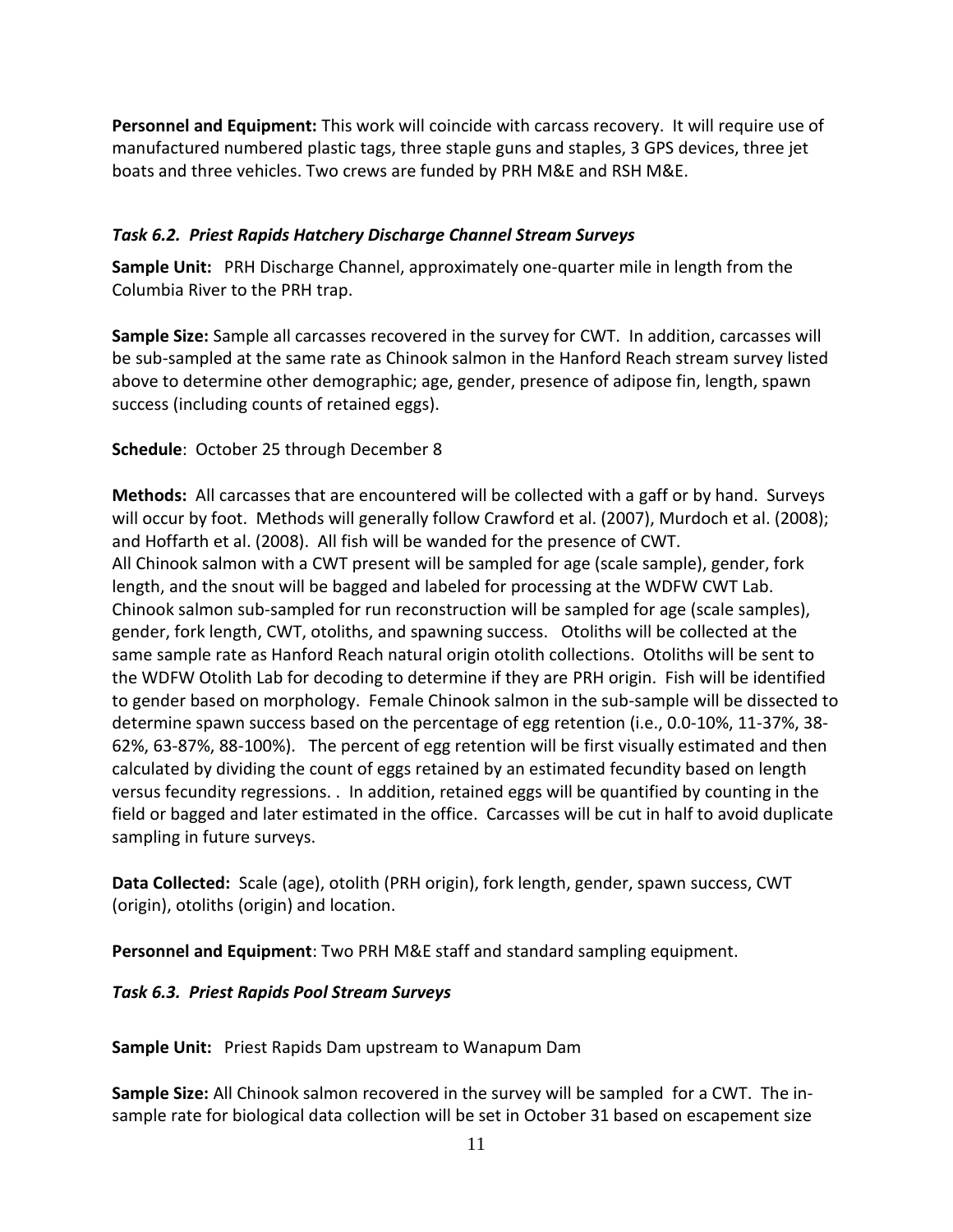**Personnel and Equipment:** This work will coincide with carcass recovery. It will require use of manufactured numbered plastic tags, three staple guns and staples, 3 GPS devices, three jet boats and three vehicles. Two crews are funded by PRH M&E and RSH M&E.

### *Task 6.2. Priest Rapids Hatchery Discharge Channel Stream Surveys*

**Sample Unit:** PRH Discharge Channel, approximately one-quarter mile in length from the Columbia River to the PRH trap.

**Sample Size:** Sample all carcasses recovered in the survey for CWT. In addition, carcasses will be sub-sampled at the same rate as Chinook salmon in the Hanford Reach stream survey listed above to determine other demographic; age, gender, presence of adipose fin, length, spawn success (including counts of retained eggs).

**Schedule**: October 25 through December 8

**Methods:** All carcasses that are encountered will be collected with a gaff or by hand. Surveys will occur by foot. Methods will generally follow Crawford et al. (2007), Murdoch et al. (2008); and Hoffarth et al. (2008). All fish will be wanded for the presence of CWT.
All Chinook salmon with a CWT present will be sampled for age (scale sample), gender, fork length, and the snout will be bagged and labeled for processing at the WDFW CWT Lab. Chinook salmon sub-sampled for run reconstruction will be sampled for age (scale samples), gender, fork length, CWT, otoliths, and spawning success. Otoliths will be collected at the same sample rate as Hanford Reach natural origin otolith collections. Otoliths will be sent to the WDFW Otolith Lab for decoding to determine if they are PRH origin. Fish will be identified to gender based on morphology. Female Chinook salmon in the sub-sample will be dissected to determine spawn success based on the percentage of egg retention (i.e., 0.0-10%, 11-37%, 38-62%, 63-87%, 88-100%). The percent of egg retention will be first visually estimated and then calculated by dividing the count of eggs retained by an estimated fecundity based on length versus fecundity regressions. . In addition, retained eggs will be quantified by counting in the field or bagged and later estimated in the office. Carcasses will be cut in half to avoid duplicate sampling in future surveys.

**Data Collected:** Scale (age), otolith (PRH origin), fork length, gender, spawn success, CWT (origin), otoliths (origin) and location.

**Personnel and Equipment**: Two PRH M&E staff and standard sampling equipment.

### *Task 6.3. Priest Rapids Pool Stream Surveys*

**Sample Unit:** Priest Rapids Dam upstream to Wanapum Dam

**Sample Size:** All Chinook salmon recovered in the survey will be sampled for a CWT. The in-sample rate for biological data collection will be set in October 31 based on escapement size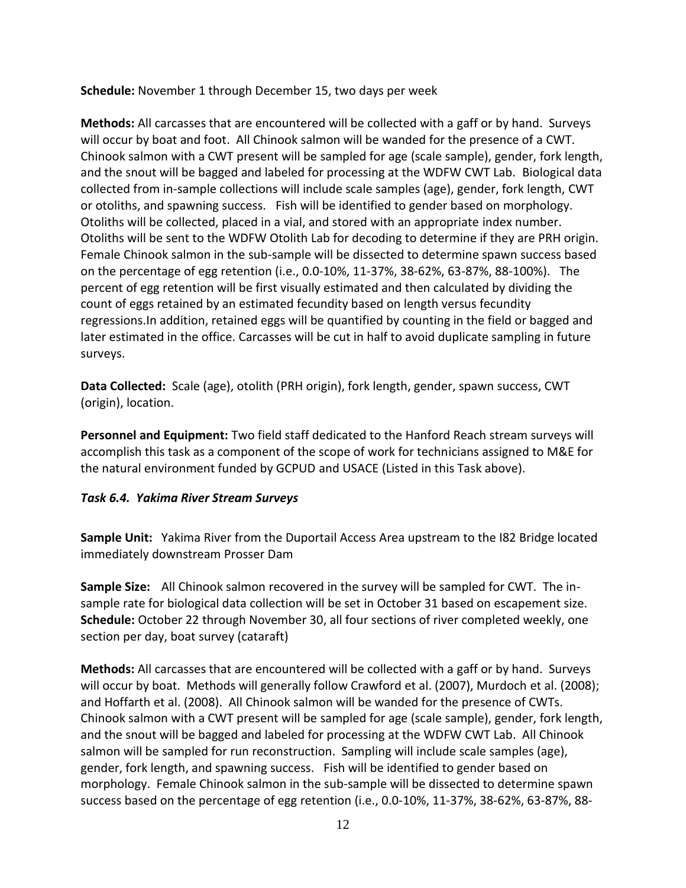**Schedule:** November 1 through December 15, two days per week

**Methods:** All carcasses that are encountered will be collected with a gaff or by hand. Surveys will occur by boat and foot. All Chinook salmon will be wanded for the presence of a CWT. Chinook salmon with a CWT present will be sampled for age (scale sample), gender, fork length, and the snout will be bagged and labeled for processing at the WDFW CWT Lab. Biological data collected from in-sample collections will include scale samples (age), gender, fork length, CWT or otoliths, and spawning success. Fish will be identified to gender based on morphology. Otoliths will be collected, placed in a vial, and stored with an appropriate index number. Otoliths will be sent to the WDFW Otolith Lab for decoding to determine if they are PRH origin. Female Chinook salmon in the sub-sample will be dissected to determine spawn success based on the percentage of egg retention (i.e., 0.0-10%, 11-37%, 38-62%, 63-87%, 88-100%). The percent of egg retention will be first visually estimated and then calculated by dividing the count of eggs retained by an estimated fecundity based on length versus fecundity regressions.In addition, retained eggs will be quantified by counting in the field or bagged and later estimated in the office. Carcasses will be cut in half to avoid duplicate sampling in future surveys.

**Data Collected:** Scale (age), otolith (PRH origin), fork length, gender, spawn success, CWT (origin), location.

**Personnel and Equipment:** Two field staff dedicated to the Hanford Reach stream surveys will accomplish this task as a component of the scope of work for technicians assigned to M&E for the natural environment funded by GCPUD and USACE (Listed in this Task above).

### *Task 6.4. Yakima River Stream Surveys*

**Sample Unit:** Yakima River from the Duportail Access Area upstream to the I82 Bridge located immediately downstream Prosser Dam

**Sample Size:** All Chinook salmon recovered in the survey will be sampled for CWT. The in-sample rate for biological data collection will be set in October 31 based on escapement size.
**Schedule:** October 22 through November 30, all four sections of river completed weekly, one section per day, boat survey (cataraft)

**Methods:** All carcasses that are encountered will be collected with a gaff or by hand. Surveys will occur by boat. Methods will generally follow Crawford et al. (2007), Murdoch et al. (2008); and Hoffarth et al. (2008). All Chinook salmon will be wanded for the presence of CWTs. Chinook salmon with a CWT present will be sampled for age (scale sample), gender, fork length, and the snout will be bagged and labeled for processing at the WDFW CWT Lab. All Chinook salmon will be sampled for run reconstruction. Sampling will include scale samples (age), gender, fork length, and spawning success. Fish will be identified to gender based on morphology. Female Chinook salmon in the sub-sample will be dissected to determine spawn success based on the percentage of egg retention (i.e., 0.0-10%, 11-37%, 38-62%, 63-87%, 88-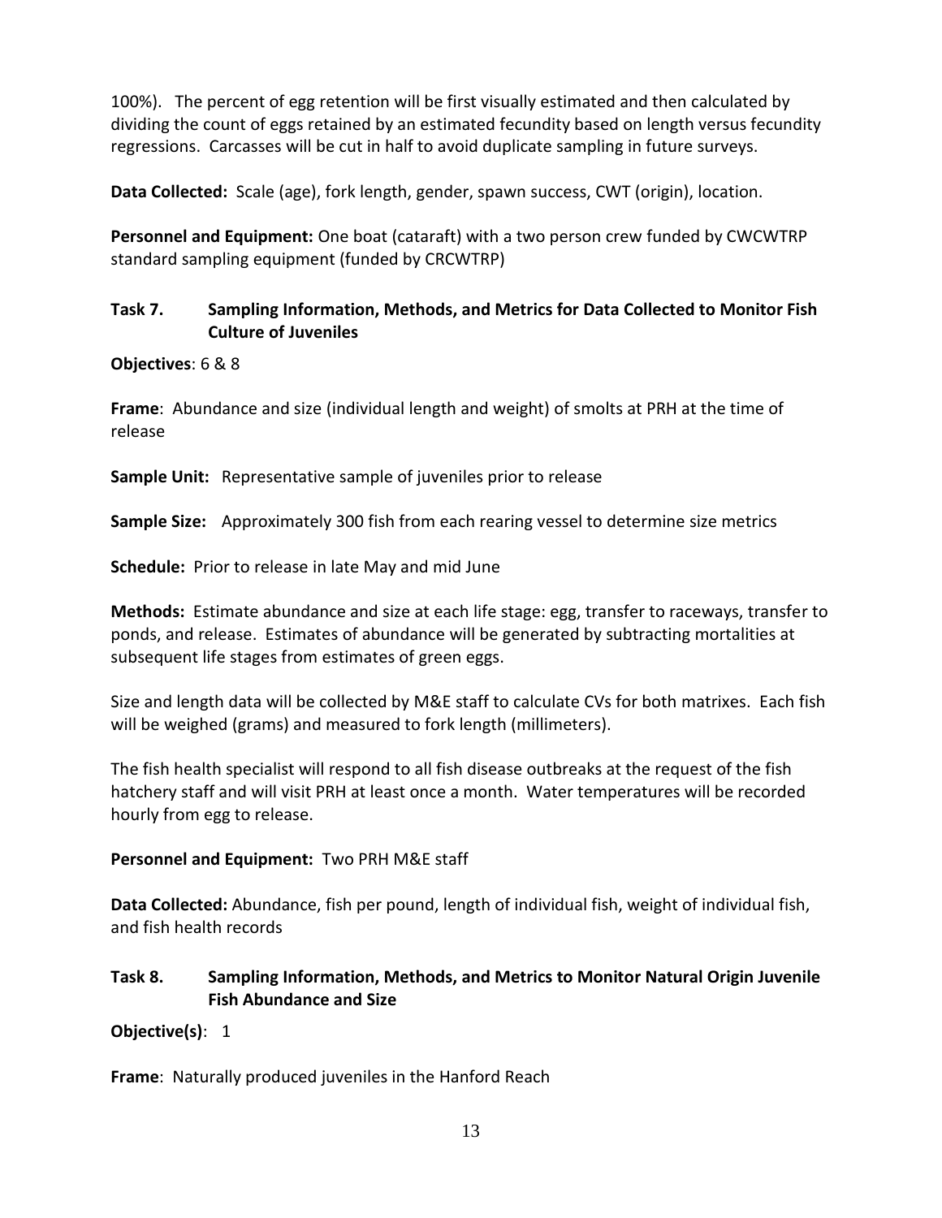100%). The percent of egg retention will be first visually estimated and then calculated by dividing the count of eggs retained by an estimated fecundity based on length versus fecundity regressions. Carcasses will be cut in half to avoid duplicate sampling in future surveys.

**Data Collected:** Scale (age), fork length, gender, spawn success, CWT (origin), location.

**Personnel and Equipment:** One boat (cataraft) with a two person crew funded by CWCWTRP standard sampling equipment (funded by CRCWTRP)

### Task 7. Sampling Information, Methods, and Metrics for Data Collected to Monitor Fish Culture of Juveniles

**Objectives**: 6 & 8

**Frame**: Abundance and size (individual length and weight) of smolts at PRH at the time of release

**Sample Unit:** Representative sample of juveniles prior to release

**Sample Size:** Approximately 300 fish from each rearing vessel to determine size metrics

**Schedule:** Prior to release in late May and mid June

**Methods:** Estimate abundance and size at each life stage: egg, transfer to raceways, transfer to ponds, and release. Estimates of abundance will be generated by subtracting mortalities at subsequent life stages from estimates of green eggs.

Size and length data will be collected by M&E staff to calculate CVs for both matrixes. Each fish will be weighed (grams) and measured to fork length (millimeters).

The fish health specialist will respond to all fish disease outbreaks at the request of the fish hatchery staff and will visit PRH at least once a month. Water temperatures will be recorded hourly from egg to release.

**Personnel and Equipment:** Two PRH M&E staff

**Data Collected:** Abundance, fish per pound, length of individual fish, weight of individual fish, and fish health records

### Task 8. Sampling Information, Methods, and Metrics to Monitor Natural Origin Juvenile Fish Abundance and Size

**Objective(s)**: 1

**Frame**: Naturally produced juveniles in the Hanford Reach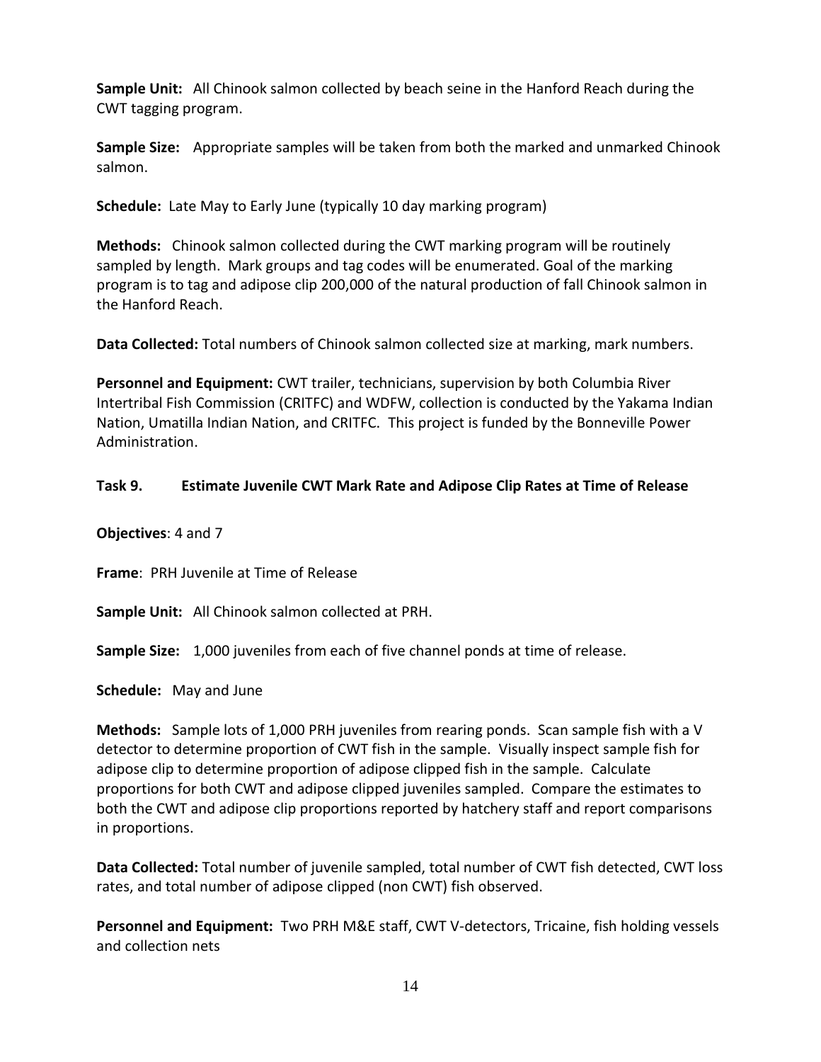**Sample Unit:** All Chinook salmon collected by beach seine in the Hanford Reach during the CWT tagging program.

**Sample Size:** Appropriate samples will be taken from both the marked and unmarked Chinook salmon.

**Schedule:** Late May to Early June (typically 10 day marking program)

**Methods:** Chinook salmon collected during the CWT marking program will be routinely sampled by length. Mark groups and tag codes will be enumerated. Goal of the marking program is to tag and adipose clip 200,000 of the natural production of fall Chinook salmon in the Hanford Reach.

**Data Collected:** Total numbers of Chinook salmon collected size at marking, mark numbers.

**Personnel and Equipment:** CWT trailer, technicians, supervision by both Columbia River Intertribal Fish Commission (CRITFC) and WDFW, collection is conducted by the Yakama Indian Nation, Umatilla Indian Nation, and CRITFC. This project is funded by the Bonneville Power Administration.

### Task 9. Estimate Juvenile CWT Mark Rate and Adipose Clip Rates at Time of Release

**Objectives**: 4 and 7

**Frame**: PRH Juvenile at Time of Release

**Sample Unit:** All Chinook salmon collected at PRH.

**Sample Size:** 1,000 juveniles from each of five channel ponds at time of release.

**Schedule:** May and June

**Methods:** Sample lots of 1,000 PRH juveniles from rearing ponds. Scan sample fish with a V detector to determine proportion of CWT fish in the sample. Visually inspect sample fish for adipose clip to determine proportion of adipose clipped fish in the sample. Calculate proportions for both CWT and adipose clipped juveniles sampled. Compare the estimates to both the CWT and adipose clip proportions reported by hatchery staff and report comparisons in proportions.

**Data Collected:** Total number of juvenile sampled, total number of CWT fish detected, CWT loss rates, and total number of adipose clipped (non CWT) fish observed.

**Personnel and Equipment:** Two PRH M&E staff, CWT V-detectors, Tricaine, fish holding vessels and collection nets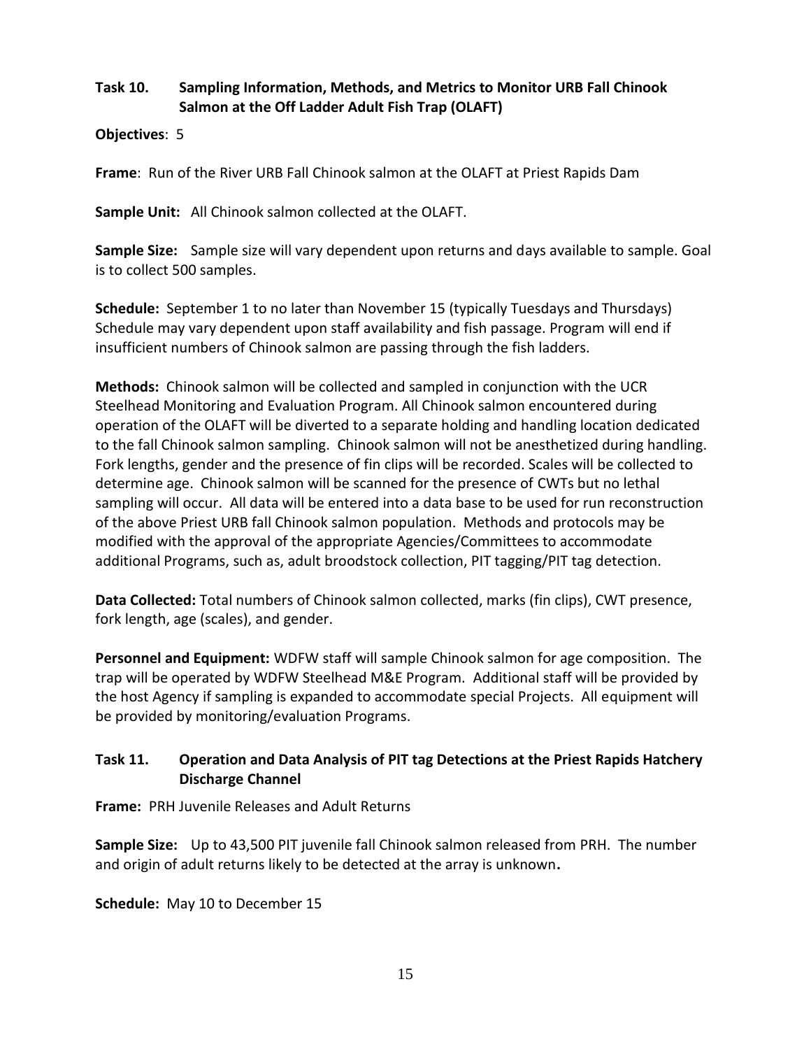### Task 10. Sampling Information, Methods, and Metrics to Monitor URB Fall Chinook Salmon at the Off Ladder Adult Fish Trap (OLAFT)

**Objectives**: 5

**Frame**: Run of the River URB Fall Chinook salmon at the OLAFT at Priest Rapids Dam

**Sample Unit:** All Chinook salmon collected at the OLAFT.

**Sample Size:** Sample size will vary dependent upon returns and days available to sample. Goal is to collect 500 samples.

**Schedule:** September 1 to no later than November 15 (typically Tuesdays and Thursdays) Schedule may vary dependent upon staff availability and fish passage. Program will end if insufficient numbers of Chinook salmon are passing through the fish ladders.

**Methods:** Chinook salmon will be collected and sampled in conjunction with the UCR Steelhead Monitoring and Evaluation Program. All Chinook salmon encountered during operation of the OLAFT will be diverted to a separate holding and handling location dedicated to the fall Chinook salmon sampling. Chinook salmon will not be anesthetized during handling. Fork lengths, gender and the presence of fin clips will be recorded. Scales will be collected to determine age. Chinook salmon will be scanned for the presence of CWTs but no lethal sampling will occur. All data will be entered into a data base to be used for run reconstruction of the above Priest URB fall Chinook salmon population. Methods and protocols may be modified with the approval of the appropriate Agencies/Committees to accommodate additional Programs, such as, adult broodstock collection, PIT tagging/PIT tag detection.

**Data Collected:** Total numbers of Chinook salmon collected, marks (fin clips), CWT presence, fork length, age (scales), and gender.

**Personnel and Equipment:** WDFW staff will sample Chinook salmon for age composition. The trap will be operated by WDFW Steelhead M&E Program. Additional staff will be provided by the host Agency if sampling is expanded to accommodate special Projects. All equipment will be provided by monitoring/evaluation Programs.

### Task 11. Operation and Data Analysis of PIT tag Detections at the Priest Rapids Hatchery Discharge Channel

**Frame:** PRH Juvenile Releases and Adult Returns

**Sample Size:** Up to 43,500 PIT juvenile fall Chinook salmon released from PRH. The number and origin of adult returns likely to be detected at the array is unknown**.**

**Schedule:** May 10 to December 15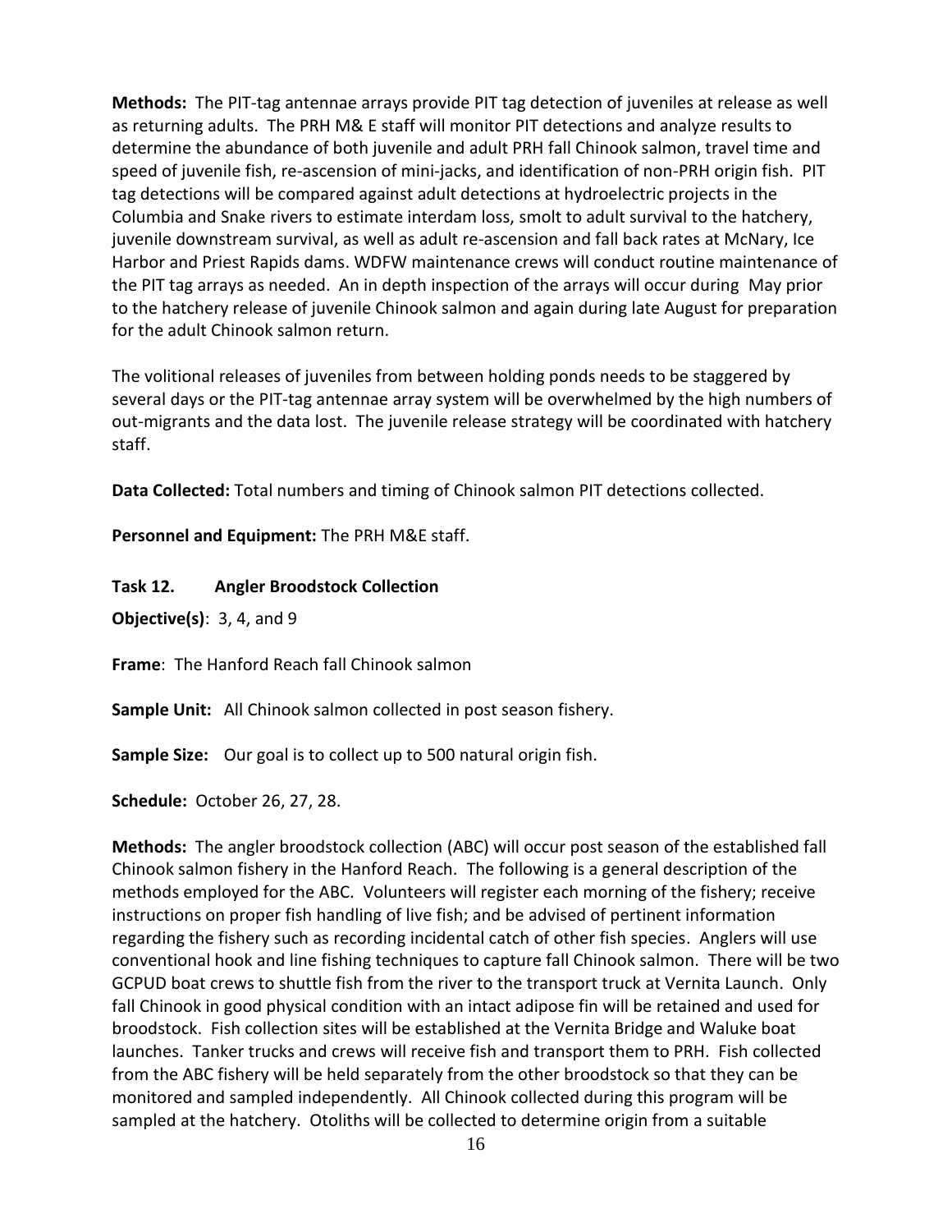**Methods:** The PIT-tag antennae arrays provide PIT tag detection of juveniles at release as well as returning adults. The PRH M& E staff will monitor PIT detections and analyze results to determine the abundance of both juvenile and adult PRH fall Chinook salmon, travel time and speed of juvenile fish, re-ascension of mini-jacks, and identification of non-PRH origin fish. PIT tag detections will be compared against adult detections at hydroelectric projects in the Columbia and Snake rivers to estimate interdam loss, smolt to adult survival to the hatchery, juvenile downstream survival, as well as adult re-ascension and fall back rates at McNary, Ice Harbor and Priest Rapids dams. WDFW maintenance crews will conduct routine maintenance of the PIT tag arrays as needed. An in depth inspection of the arrays will occur during May prior to the hatchery release of juvenile Chinook salmon and again during late August for preparation for the adult Chinook salmon return.

The volitional releases of juveniles from between holding ponds needs to be staggered by several days or the PIT-tag antennae array system will be overwhelmed by the high numbers of out-migrants and the data lost. The juvenile release strategy will be coordinated with hatchery staff.

**Data Collected:** Total numbers and timing of Chinook salmon PIT detections collected.

**Personnel and Equipment:** The PRH M&E staff.

**Task 12. Angler Broodstock Collection**

**Objective(s)**: 3, 4, and 9

**Frame**: The Hanford Reach fall Chinook salmon

**Sample Unit:** All Chinook salmon collected in post season fishery.

**Sample Size:** Our goal is to collect up to 500 natural origin fish.

**Schedule:** October 26, 27, 28.

**Methods:** The angler broodstock collection (ABC) will occur post season of the established fall Chinook salmon fishery in the Hanford Reach. The following is a general description of the methods employed for the ABC. Volunteers will register each morning of the fishery; receive instructions on proper fish handling of live fish; and be advised of pertinent information regarding the fishery such as recording incidental catch of other fish species. Anglers will use conventional hook and line fishing techniques to capture fall Chinook salmon. There will be two GCPUD boat crews to shuttle fish from the river to the transport truck at Vernita Launch. Only fall Chinook in good physical condition with an intact adipose fin will be retained and used for broodstock. Fish collection sites will be established at the Vernita Bridge and Waluke boat launches. Tanker trucks and crews will receive fish and transport them to PRH. Fish collected from the ABC fishery will be held separately from the other broodstock so that they can be monitored and sampled independently. All Chinook collected during this program will be sampled at the hatchery. Otoliths will be collected to determine origin from a suitable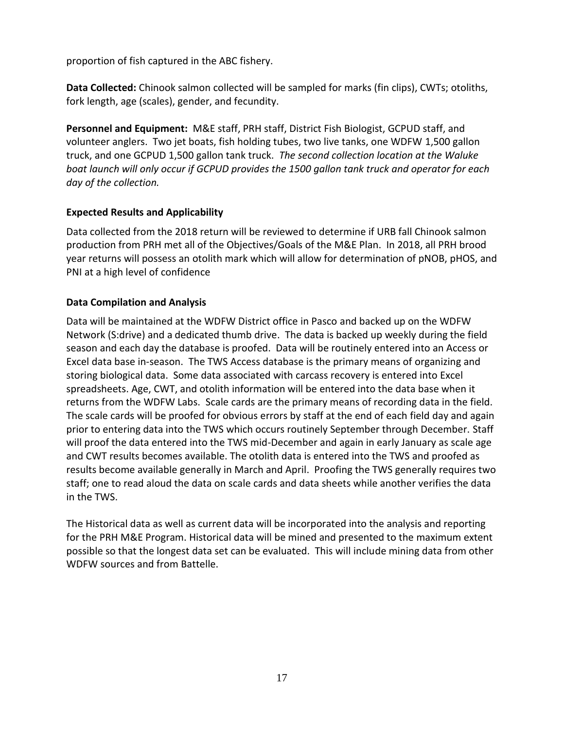proportion of fish captured in the ABC fishery.

**Data Collected:** Chinook salmon collected will be sampled for marks (fin clips), CWTs; otoliths, fork length, age (scales), gender, and fecundity.

**Personnel and Equipment:** M&E staff, PRH staff, District Fish Biologist, GCPUD staff, and volunteer anglers. Two jet boats, fish holding tubes, two live tanks, one WDFW 1,500 gallon truck, and one GCPUD 1,500 gallon tank truck. *The second collection location at the Waluke boat launch will only occur if GCPUD provides the 1500 gallon tank truck and operator for each day of the collection.*

### Expected Results and Applicability

Data collected from the 2018 return will be reviewed to determine if URB fall Chinook salmon production from PRH met all of the Objectives/Goals of the M&E Plan. In 2018, all PRH brood year returns will possess an otolith mark which will allow for determination of pNOB, pHOS, and PNI at a high level of confidence

### Data Compilation and Analysis

Data will be maintained at the WDFW District office in Pasco and backed up on the WDFW Network (S:drive) and a dedicated thumb drive. The data is backed up weekly during the field season and each day the database is proofed. Data will be routinely entered into an Access or Excel data base in-season. The TWS Access database is the primary means of organizing and storing biological data. Some data associated with carcass recovery is entered into Excel spreadsheets. Age, CWT, and otolith information will be entered into the data base when it returns from the WDFW Labs. Scale cards are the primary means of recording data in the field. The scale cards will be proofed for obvious errors by staff at the end of each field day and again prior to entering data into the TWS which occurs routinely September through December. Staff will proof the data entered into the TWS mid-December and again in early January as scale age and CWT results becomes available. The otolith data is entered into the TWS and proofed as results become available generally in March and April. Proofing the TWS generally requires two staff; one to read aloud the data on scale cards and data sheets while another verifies the data in the TWS.

The Historical data as well as current data will be incorporated into the analysis and reporting for the PRH M&E Program. Historical data will be mined and presented to the maximum extent possible so that the longest data set can be evaluated. This will include mining data from other WDFW sources and from Battelle.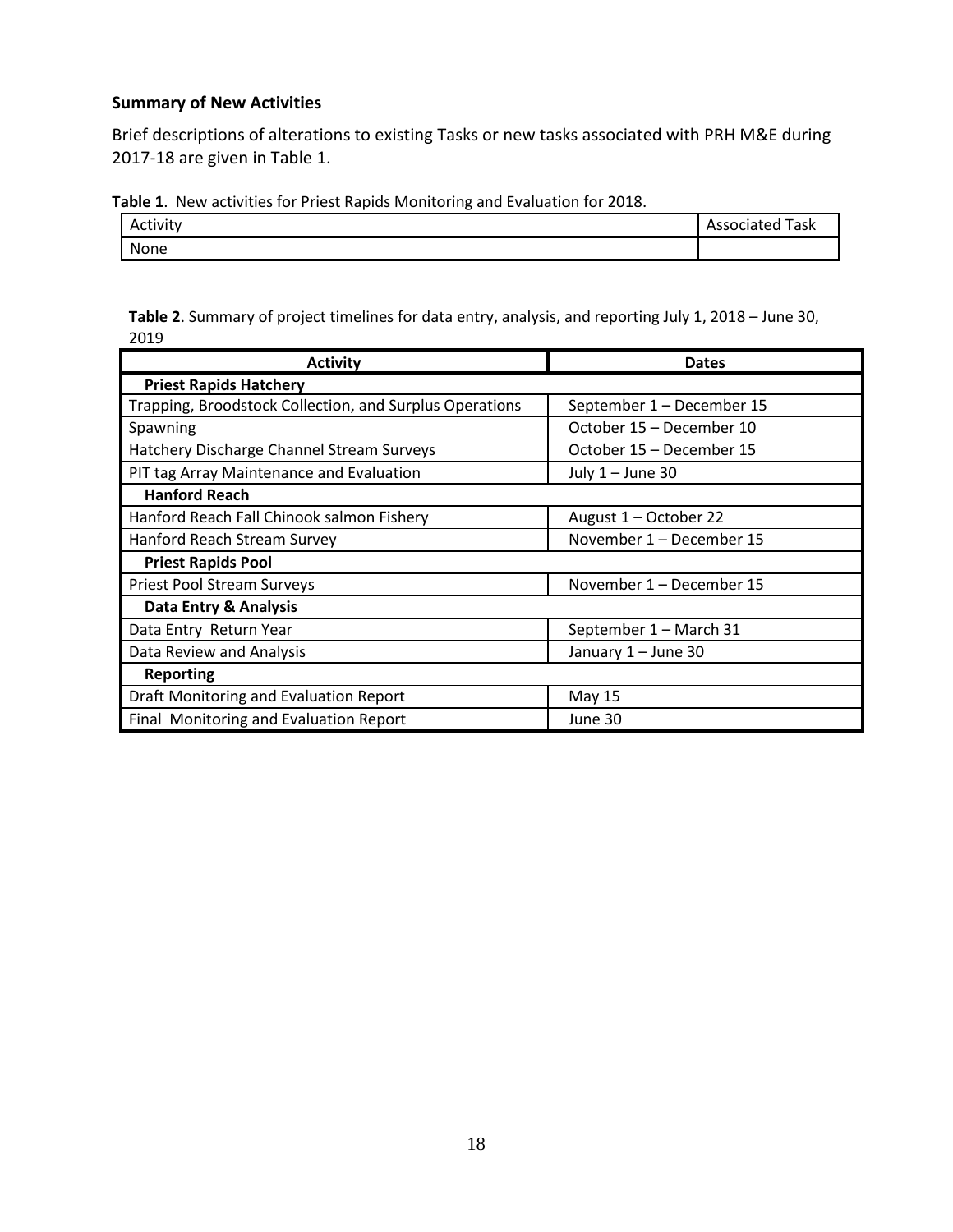**Summary of New Activities**

Brief descriptions of alterations to existing Tasks or new tasks associated with PRH M&E during 2017-18 are given in Table 1.

**Table 1**. New activities for Priest Rapids Monitoring and Evaluation for 2018.

| Activity | Associated Task |
|---|---|
| None | |

**Table 2**. Summary of project timelines for data entry, analysis, and reporting July 1, 2018 – June 30, 2019

| Activity | Dates |
|---|---|
| **Priest Rapids Hatchery** | |
| Trapping, Broodstock Collection, and Surplus Operations | September 1 – December 15 |
| Spawning | October 15 – December 10 |
| Hatchery Discharge Channel Stream Surveys | October 15 – December 15 |
| PIT tag Array Maintenance and Evaluation | July 1 – June 30 |
| **Hanford Reach** | |
| Hanford Reach Fall Chinook salmon Fishery | August 1 – October 22 |
| Hanford Reach Stream Survey | November 1 – December 15 |
| **Priest Rapids Pool** | |
| Priest Pool Stream Surveys | November 1 – December 15 |
| **Data Entry & Analysis** | |
| Data Entry Return Year | September 1 – March 31 |
| Data Review and Analysis | January 1 – June 30 |
| **Reporting** | |
| Draft Monitoring and Evaluation Report | May 15 |
| Final Monitoring and Evaluation Report | June 30 |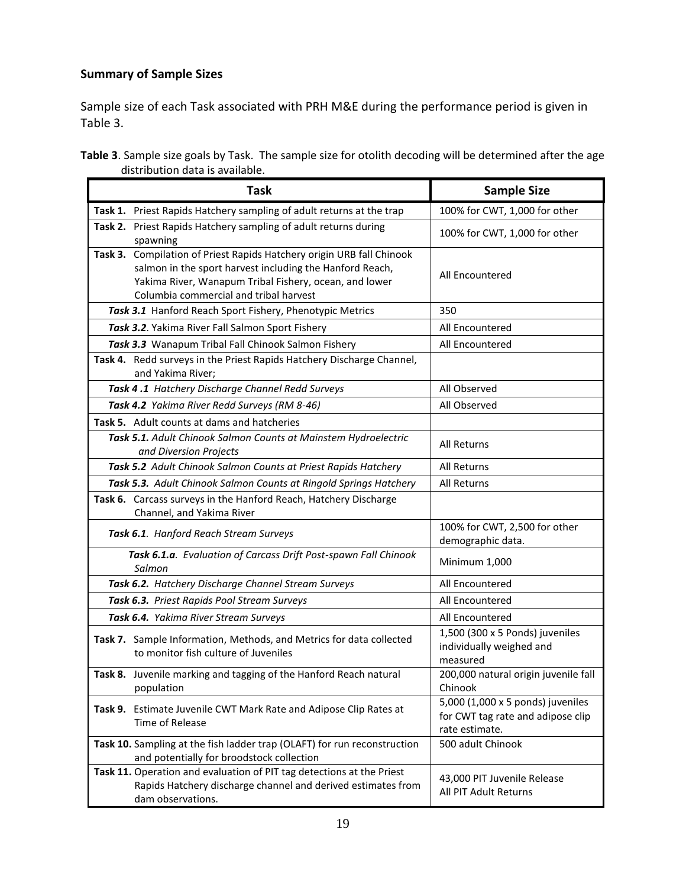### Summary of Sample Sizes

Sample size of each Task associated with PRH M&E during the performance period is given in Table 3.

**Table 3**. Sample size goals by Task. The sample size for otolith decoding will be determined after the age distribution data is available.

| Task | Sample Size |
|---|---|
| **Task 1.** Priest Rapids Hatchery sampling of adult returns at the trap | 100% for CWT, 1,000 for other |
| **Task 2.** Priest Rapids Hatchery sampling of adult returns during spawning | 100% for CWT, 1,000 for other |
| **Task 3.** Compilation of Priest Rapids Hatchery origin URB fall Chinook salmon in the sport harvest including the Hanford Reach, Yakima River, Wanapum Tribal Fishery, ocean, and lower Columbia commercial and tribal harvest | All Encountered |
| ***Task 3.1*** Hanford Reach Sport Fishery, Phenotypic Metrics | 350 |
| ***Task 3.2***. Yakima River Fall Salmon Sport Fishery | All Encountered |
| ***Task 3.3*** Wanapum Tribal Fall Chinook Salmon Fishery | All Encountered |
| **Task 4.** Redd surveys in the Priest Rapids Hatchery Discharge Channel, and Yakima River; | |
| ***Task 4 .1*** *Hatchery Discharge Channel Redd Surveys* | All Observed |
| ***Task 4.2*** *Yakima River Redd Surveys (RM 8-46)* | All Observed |
| **Task 5.** Adult counts at dams and hatcheries | |
| ***Task 5.1.*** *Adult Chinook Salmon Counts at Mainstem Hydroelectric and Diversion Projects* | All Returns |
| ***Task 5.2*** *Adult Chinook Salmon Counts at Priest Rapids Hatchery* | All Returns |
| ***Task 5.3.*** *Adult Chinook Salmon Counts at Ringold Springs Hatchery* | All Returns |
| **Task 6.** Carcass surveys in the Hanford Reach, Hatchery Discharge Channel, and Yakima River | |
| ***Task 6.1***. *Hanford Reach Stream Surveys* | 100% for CWT, 2,500 for other demographic data. |
| ***Task 6.1.a***. *Evaluation of Carcass Drift Post-spawn Fall Chinook Salmon* | Minimum 1,000 |
| ***Task 6.2.*** *Hatchery Discharge Channel Stream Surveys* | All Encountered |
| ***Task 6.3.*** *Priest Rapids Pool Stream Surveys* | All Encountered |
| ***Task 6.4.*** *Yakima River Stream Surveys* | All Encountered |
| **Task 7.** Sample Information, Methods, and Metrics for data collected to monitor fish culture of Juveniles | 1,500 (300 x 5 Ponds) juveniles individually weighed and measured |
| **Task 8.** Juvenile marking and tagging of the Hanford Reach natural population | 200,000 natural origin juvenile fall Chinook |
| **Task 9.** Estimate Juvenile CWT Mark Rate and Adipose Clip Rates at Time of Release | 5,000 (1,000 x 5 ponds) juveniles for CWT tag rate and adipose clip rate estimate. |
| **Task 10.** Sampling at the fish ladder trap (OLAFT) for run reconstruction and potentially for broodstock collection | 500 adult Chinook |
| **Task 11.** Operation and evaluation of PIT tag detections at the Priest Rapids Hatchery discharge channel and derived estimates from dam observations. | 43,000 PIT Juvenile Release<br>All PIT Adult Returns |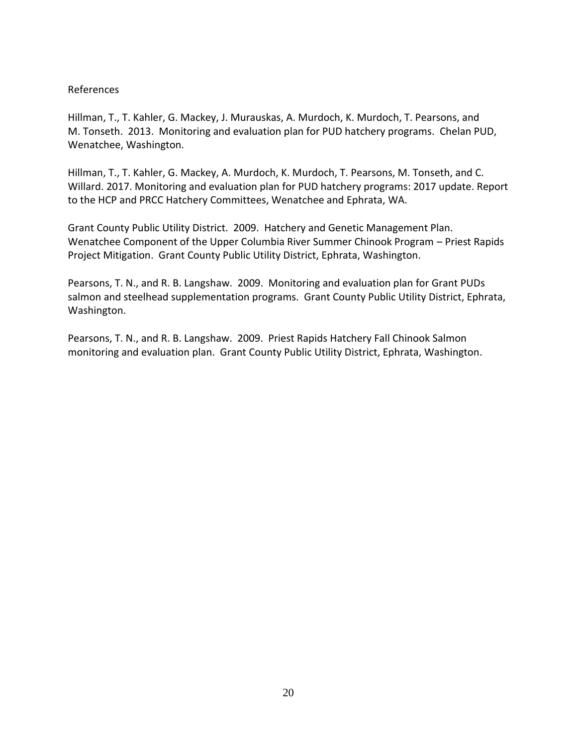References

Hillman, T., T. Kahler, G. Mackey, J. Murauskas, A. Murdoch, K. Murdoch, T. Pearsons, and M. Tonseth. 2013. Monitoring and evaluation plan for PUD hatchery programs. Chelan PUD, Wenatchee, Washington.

Hillman, T., T. Kahler, G. Mackey, A. Murdoch, K. Murdoch, T. Pearsons, M. Tonseth, and C. Willard. 2017. Monitoring and evaluation plan for PUD hatchery programs: 2017 update. Report to the HCP and PRCC Hatchery Committees, Wenatchee and Ephrata, WA.

Grant County Public Utility District. 2009. Hatchery and Genetic Management Plan. Wenatchee Component of the Upper Columbia River Summer Chinook Program – Priest Rapids Project Mitigation. Grant County Public Utility District, Ephrata, Washington.

Pearsons, T. N., and R. B. Langshaw. 2009. Monitoring and evaluation plan for Grant PUDs salmon and steelhead supplementation programs. Grant County Public Utility District, Ephrata, Washington.

Pearsons, T. N., and R. B. Langshaw. 2009. Priest Rapids Hatchery Fall Chinook Salmon monitoring and evaluation plan. Grant County Public Utility District, Ephrata, Washington.